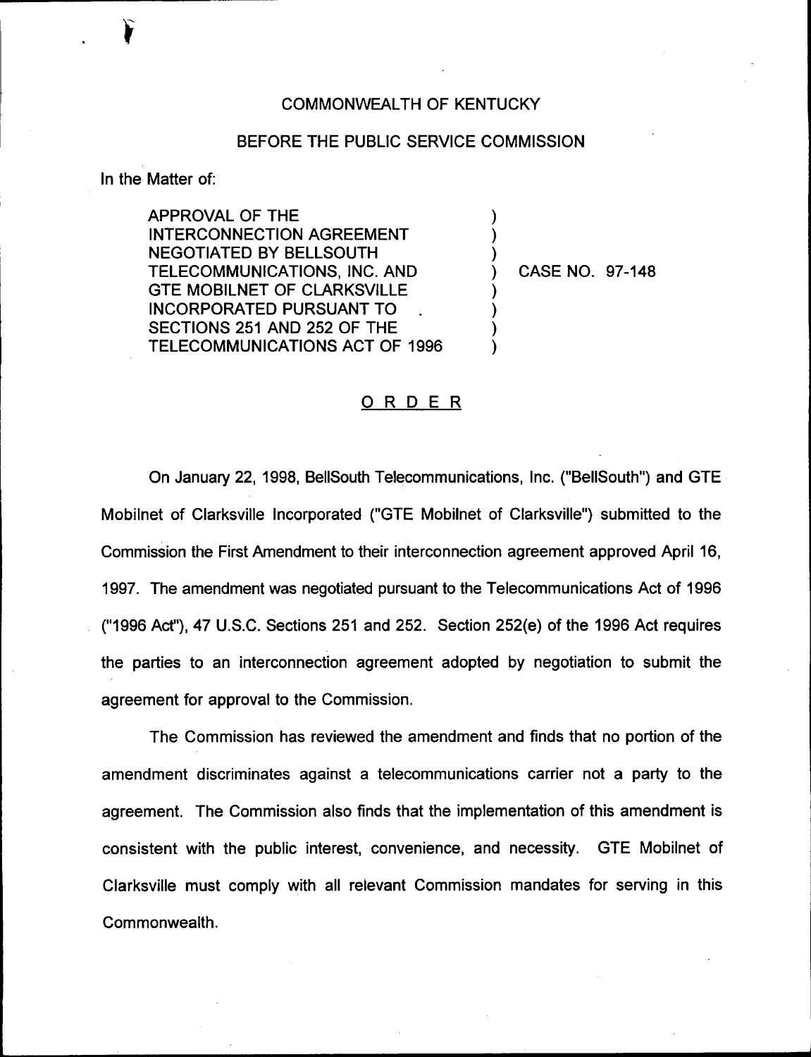COMMONWEALTH OF KENTUCKY

BEFORE THE PUBLIC SERVICE COMMISSION

In the Matter of:

| | | |
|---|---|---|
| APPROVAL OF THE INTERCONNECTION AGREEMENT NEGOTIATED BY BELLSOUTH TELECOMMUNICATIONS, INC. AND GTE MOBILNET OF CLARKSVILLE INCORPORATED PURSUANT TO SECTIONS 251 AND 252 OF THE TELECOMMUNICATIONS ACT OF 1996 | ) | CASE NO. 97-148 |

## ORDER

On January 22, 1998, BellSouth Telecommunications, Inc. ("BellSouth") and GTE Mobilnet of Clarksville Incorporated ("GTE Mobilnet of Clarksville") submitted to the Commission the First Amendment to their interconnection agreement approved April 16, 1997. The amendment was negotiated pursuant to the Telecommunications Act of 1996 ("1996 Act"), 47 U.S.C. Sections 251 and 252. Section 252(e) of the 1996 Act requires the parties to an interconnection agreement adopted by negotiation to submit the agreement for approval to the Commission.

The Commission has reviewed the amendment and finds that no portion of the amendment discriminates against a telecommunications carrier not a party to the agreement. The Commission also finds that the implementation of this amendment is consistent with the public interest, convenience, and necessity. GTE Mobilnet of Clarksville must comply with all relevant Commission mandates for serving in this Commonwealth.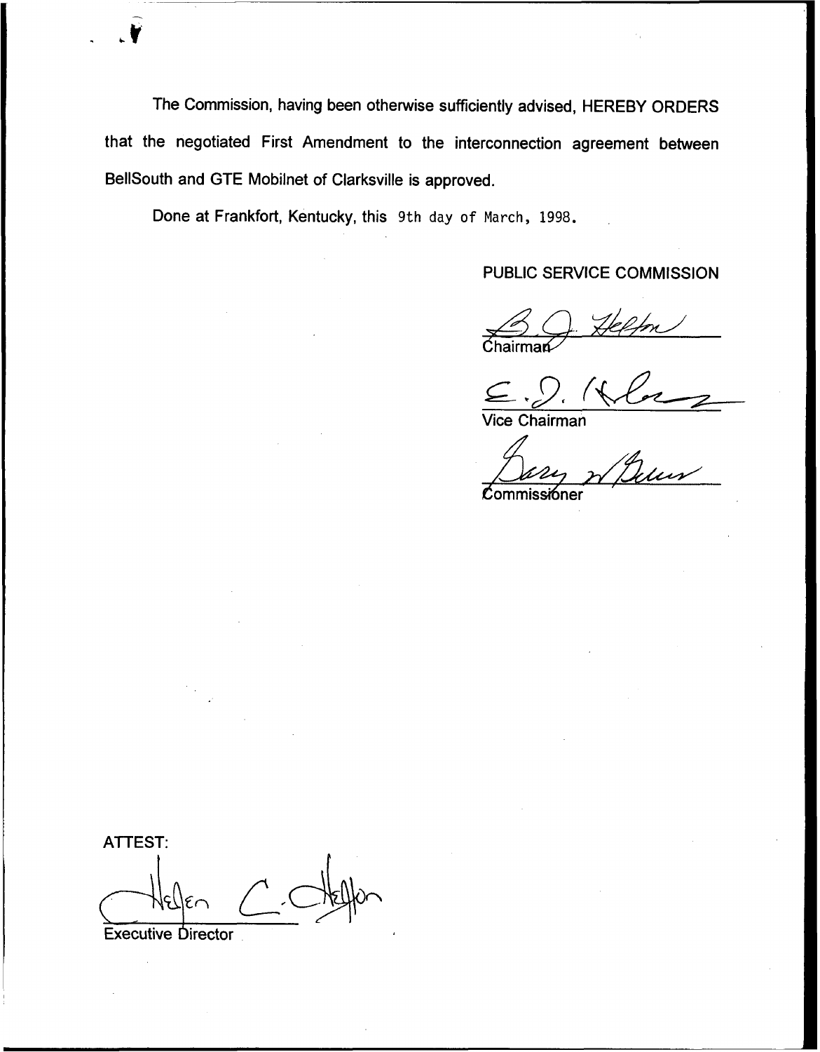The Commission, having been otherwise sufficiently advised, HEREBY ORDERS that the negotiated First Amendment to the interconnection agreement between BellSouth and GTE Mobilnet of Clarksville is approved.

Done at Frankfort, Kentucky, this 9th day of March, 1998.

PUBLIC SERVICE COMMISSION

Chairman

Vice Chairman

Commissioner

ATTEST:

Executive Director